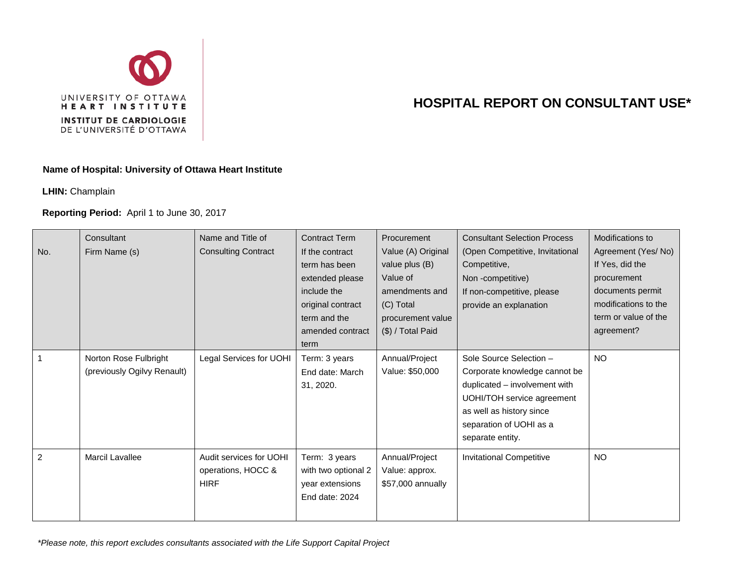UNIVERSITY OF OTTAWA HEART INSTITUTE
INSTITUT DE CARDIOLOGIE DE L'UNIVERSITÉ D'OTTAWA

# HOSPITAL REPORT ON CONSULTANT USE*

**Name of Hospital: University of Ottawa Heart Institute**

**LHIN:** Champlain

**Reporting Period:** April 1 to June 30, 2017

| No. | Consultant Firm Name (s) | Name and Title of Consulting Contract | Contract Term If the contract term has been extended please include the original contract term and the amended contract term | Procurement Value (A) Original value plus (B) Value of amendments and (C) Total procurement value ($) / Total Paid | Consultant Selection Process (Open Competitive, Invitational Competitive, Non -competitive) If non-competitive, please provide an explanation | Modifications to Agreement (Yes/ No) If Yes, did the procurement documents permit modifications to the term or value of the agreement? |
|---|---|---|---|---|---|---|
| 1 | Norton Rose Fulbright (previously Ogilvy Renault) | Legal Services for UOHI | Term: 3 years End date: March 31, 2020. | Annual/Project Value: $50,000 | Sole Source Selection – Corporate knowledge cannot be duplicated – involvement with UOHI/TOH service agreement as well as history since separation of UOHI as a separate entity. | NO |
| 2 | Marcil Lavallee | Audit services for UOHI operations, HOCC & HIRF | Term: 3 years with two optional 2 year extensions End date: 2024 | Annual/Project Value: approx. $57,000 annually | Invitational Competitive | NO |

*\*Please note, this report excludes consultants associated with the Life Support Capital Project*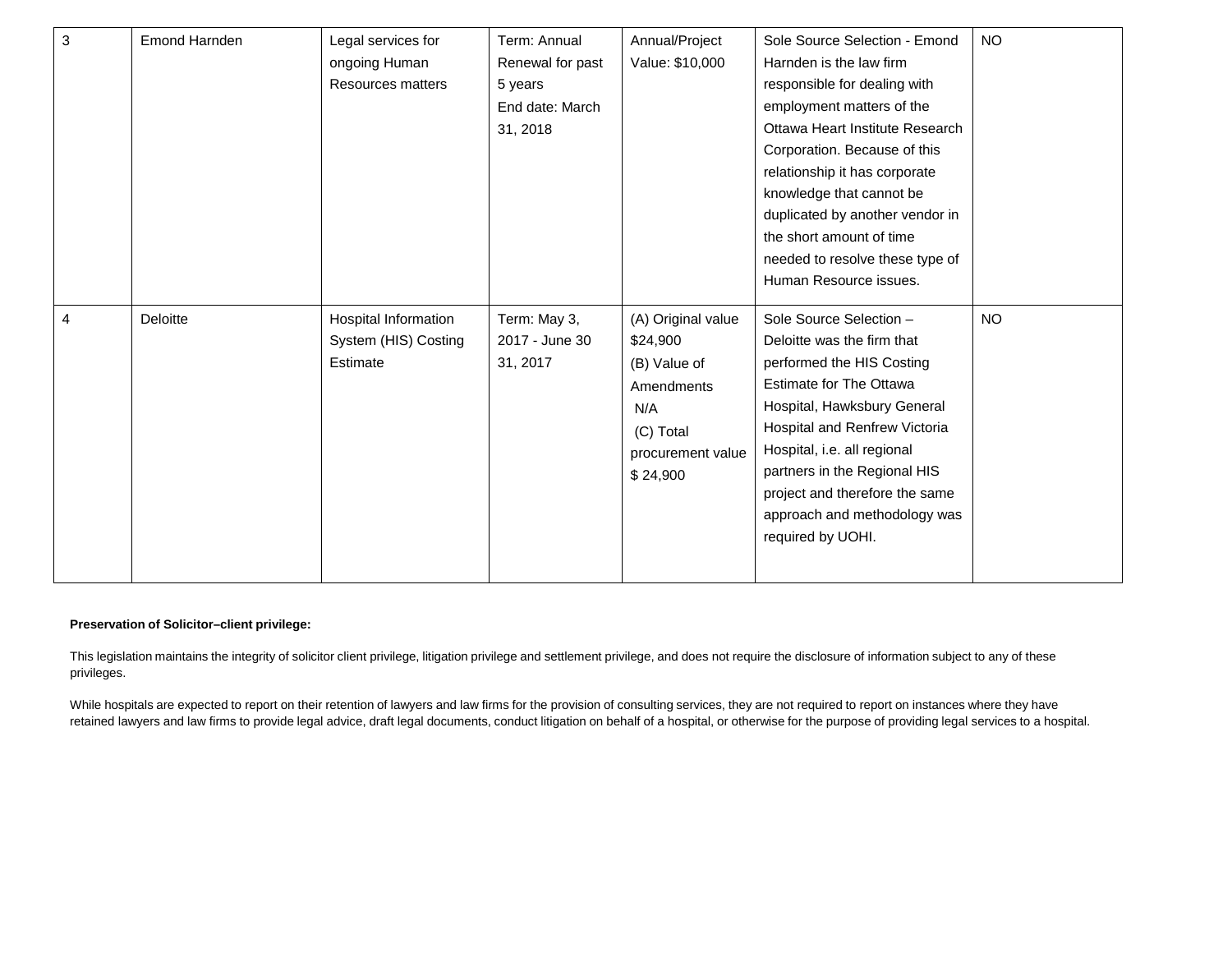| | | | | | | |
|---|---|---|---|---|---|---|
| 3 | Emond Harnden | Legal services for ongoing Human Resources matters | Term: Annual Renewal for past 5 years<br>End date: March 31, 2018 | Annual/Project Value: $10,000 | Sole Source Selection - Emond Harnden is the law firm responsible for dealing with employment matters of the Ottawa Heart Institute Research Corporation. Because of this relationship it has corporate knowledge that cannot be duplicated by another vendor in the short amount of time needed to resolve these type of Human Resource issues. | NO |
| 4 | Deloitte | Hospital Information System (HIS) Costing Estimate | Term: May 3, 2017 - June 30 31, 2017 | (A) Original value $24,900<br>(B) Value of Amendments<br>N/A<br>(C) Total procurement value $ 24,900 | Sole Source Selection – Deloitte was the firm that performed the HIS Costing Estimate for The Ottawa Hospital, Hawksbury General Hospital and Renfrew Victoria Hospital, i.e. all regional partners in the Regional HIS project and therefore the same approach and methodology was required by UOHI. | NO |

**Preservation of Solicitor–client privilege:**

This legislation maintains the integrity of solicitor client privilege, litigation privilege and settlement privilege, and does not require the disclosure of information subject to any of these privileges.

While hospitals are expected to report on their retention of lawyers and law firms for the provision of consulting services, they are not required to report on instances where they have retained lawyers and law firms to provide legal advice, draft legal documents, conduct litigation on behalf of a hospital, or otherwise for the purpose of providing legal services to a hospital.